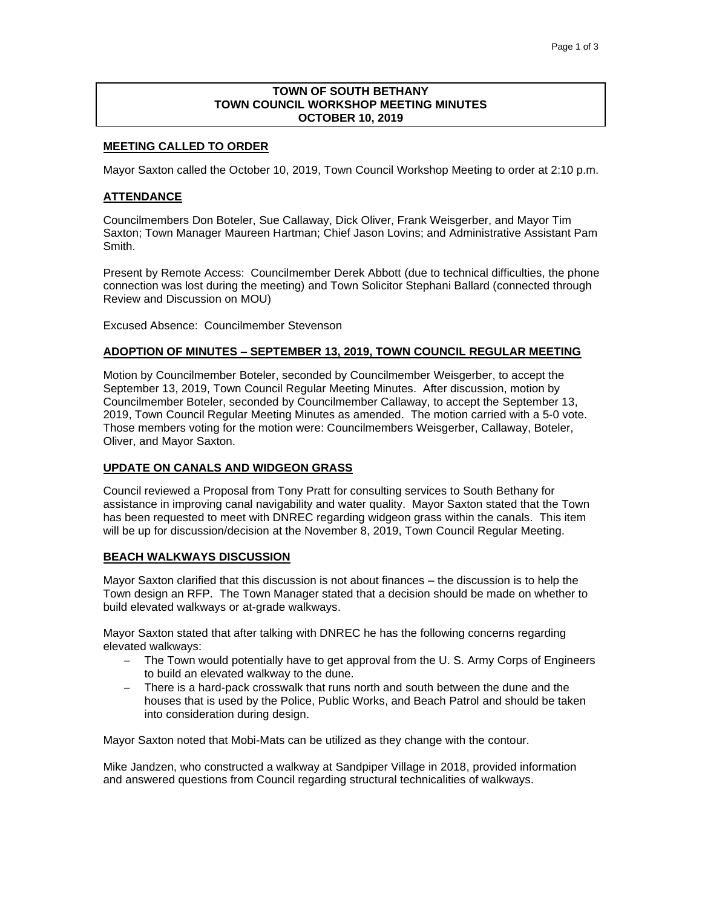# TOWN OF SOUTH BETHANY
# TOWN COUNCIL WORKSHOP MEETING MINUTES
# OCTOBER 10, 2019

## MEETING CALLED TO ORDER

Mayor Saxton called the October 10, 2019, Town Council Workshop Meeting to order at 2:10 p.m.

## ATTENDANCE

Councilmembers Don Boteler, Sue Callaway, Dick Oliver, Frank Weisgerber, and Mayor Tim Saxton; Town Manager Maureen Hartman; Chief Jason Lovins; and Administrative Assistant Pam Smith.

Present by Remote Access: Councilmember Derek Abbott (due to technical difficulties, the phone connection was lost during the meeting) and Town Solicitor Stephani Ballard (connected through Review and Discussion on MOU)

Excused Absence: Councilmember Stevenson

## ADOPTION OF MINUTES – SEPTEMBER 13, 2019, TOWN COUNCIL REGULAR MEETING

Motion by Councilmember Boteler, seconded by Councilmember Weisgerber, to accept the September 13, 2019, Town Council Regular Meeting Minutes. After discussion, motion by Councilmember Boteler, seconded by Councilmember Callaway, to accept the September 13, 2019, Town Council Regular Meeting Minutes as amended. The motion carried with a 5-0 vote. Those members voting for the motion were: Councilmembers Weisgerber, Callaway, Boteler, Oliver, and Mayor Saxton.

## UPDATE ON CANALS AND WIDGEON GRASS

Council reviewed a Proposal from Tony Pratt for consulting services to South Bethany for assistance in improving canal navigability and water quality. Mayor Saxton stated that the Town has been requested to meet with DNREC regarding widgeon grass within the canals. This item will be up for discussion/decision at the November 8, 2019, Town Council Regular Meeting.

## BEACH WALKWAYS DISCUSSION

Mayor Saxton clarified that this discussion is not about finances – the discussion is to help the Town design an RFP. The Town Manager stated that a decision should be made on whether to build elevated walkways or at-grade walkways.

Mayor Saxton stated that after talking with DNREC he has the following concerns regarding elevated walkways:

- The Town would potentially have to get approval from the U. S. Army Corps of Engineers to build an elevated walkway to the dune.
- There is a hard-pack crosswalk that runs north and south between the dune and the houses that is used by the Police, Public Works, and Beach Patrol and should be taken into consideration during design.

Mayor Saxton noted that Mobi-Mats can be utilized as they change with the contour.

Mike Jandzen, who constructed a walkway at Sandpiper Village in 2018, provided information and answered questions from Council regarding structural technicalities of walkways.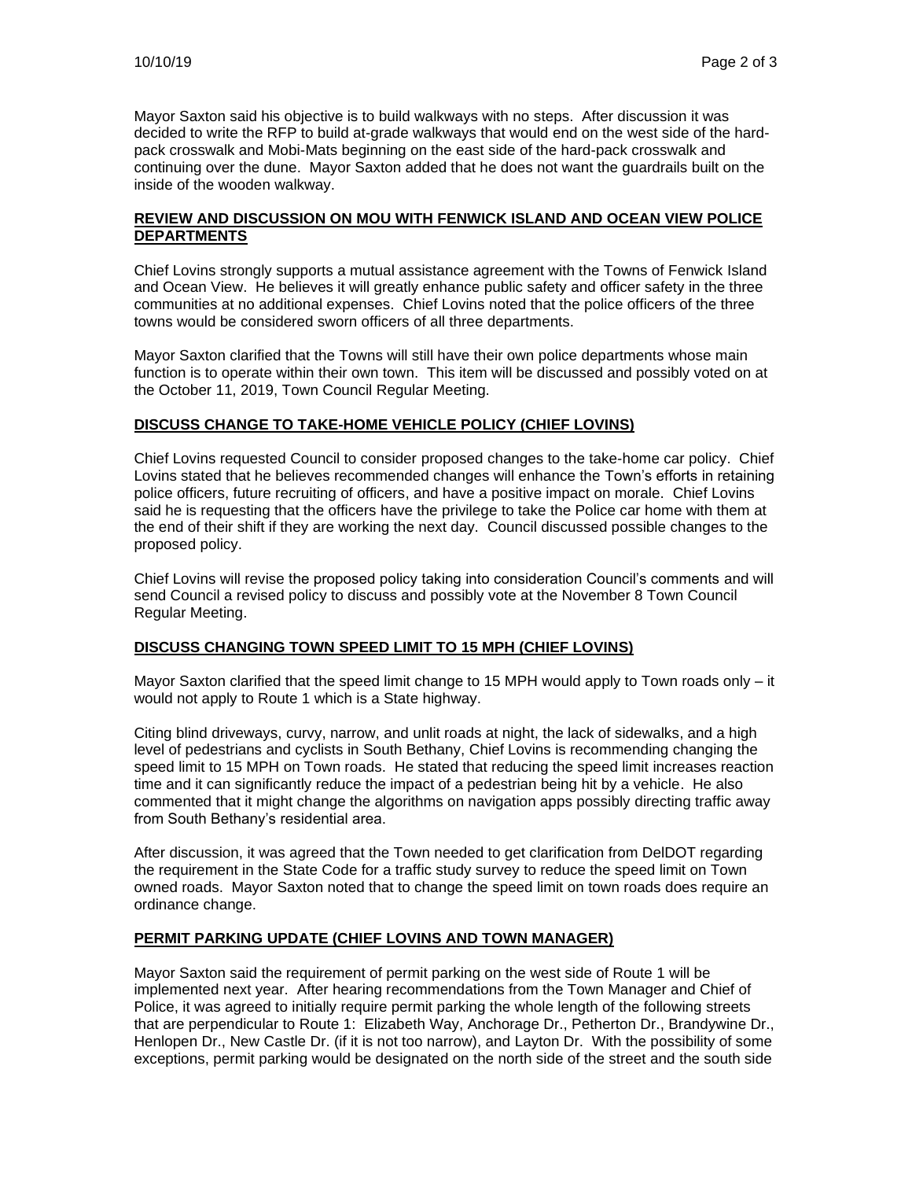Mayor Saxton said his objective is to build walkways with no steps. After discussion it was decided to write the RFP to build at-grade walkways that would end on the west side of the hard-pack crosswalk and Mobi-Mats beginning on the east side of the hard-pack crosswalk and continuing over the dune. Mayor Saxton added that he does not want the guardrails built on the inside of the wooden walkway.

## REVIEW AND DISCUSSION ON MOU WITH FENWICK ISLAND AND OCEAN VIEW POLICE DEPARTMENTS

Chief Lovins strongly supports a mutual assistance agreement with the Towns of Fenwick Island and Ocean View. He believes it will greatly enhance public safety and officer safety in the three communities at no additional expenses. Chief Lovins noted that the police officers of the three towns would be considered sworn officers of all three departments.

Mayor Saxton clarified that the Towns will still have their own police departments whose main function is to operate within their own town. This item will be discussed and possibly voted on at the October 11, 2019, Town Council Regular Meeting.

## DISCUSS CHANGE TO TAKE-HOME VEHICLE POLICY (CHIEF LOVINS)

Chief Lovins requested Council to consider proposed changes to the take-home car policy. Chief Lovins stated that he believes recommended changes will enhance the Town's efforts in retaining police officers, future recruiting of officers, and have a positive impact on morale. Chief Lovins said he is requesting that the officers have the privilege to take the Police car home with them at the end of their shift if they are working the next day. Council discussed possible changes to the proposed policy.

Chief Lovins will revise the proposed policy taking into consideration Council's comments and will send Council a revised policy to discuss and possibly vote at the November 8 Town Council Regular Meeting.

## DISCUSS CHANGING TOWN SPEED LIMIT TO 15 MPH (CHIEF LOVINS)

Mayor Saxton clarified that the speed limit change to 15 MPH would apply to Town roads only – it would not apply to Route 1 which is a State highway.

Citing blind driveways, curvy, narrow, and unlit roads at night, the lack of sidewalks, and a high level of pedestrians and cyclists in South Bethany, Chief Lovins is recommending changing the speed limit to 15 MPH on Town roads. He stated that reducing the speed limit increases reaction time and it can significantly reduce the impact of a pedestrian being hit by a vehicle. He also commented that it might change the algorithms on navigation apps possibly directing traffic away from South Bethany's residential area.

After discussion, it was agreed that the Town needed to get clarification from DelDOT regarding the requirement in the State Code for a traffic study survey to reduce the speed limit on Town owned roads. Mayor Saxton noted that to change the speed limit on town roads does require an ordinance change.

## PERMIT PARKING UPDATE (CHIEF LOVINS AND TOWN MANAGER)

Mayor Saxton said the requirement of permit parking on the west side of Route 1 will be implemented next year. After hearing recommendations from the Town Manager and Chief of Police, it was agreed to initially require permit parking the whole length of the following streets that are perpendicular to Route 1: Elizabeth Way, Anchorage Dr., Petherton Dr., Brandywine Dr., Henlopen Dr., New Castle Dr. (if it is not too narrow), and Layton Dr. With the possibility of some exceptions, permit parking would be designated on the north side of the street and the south side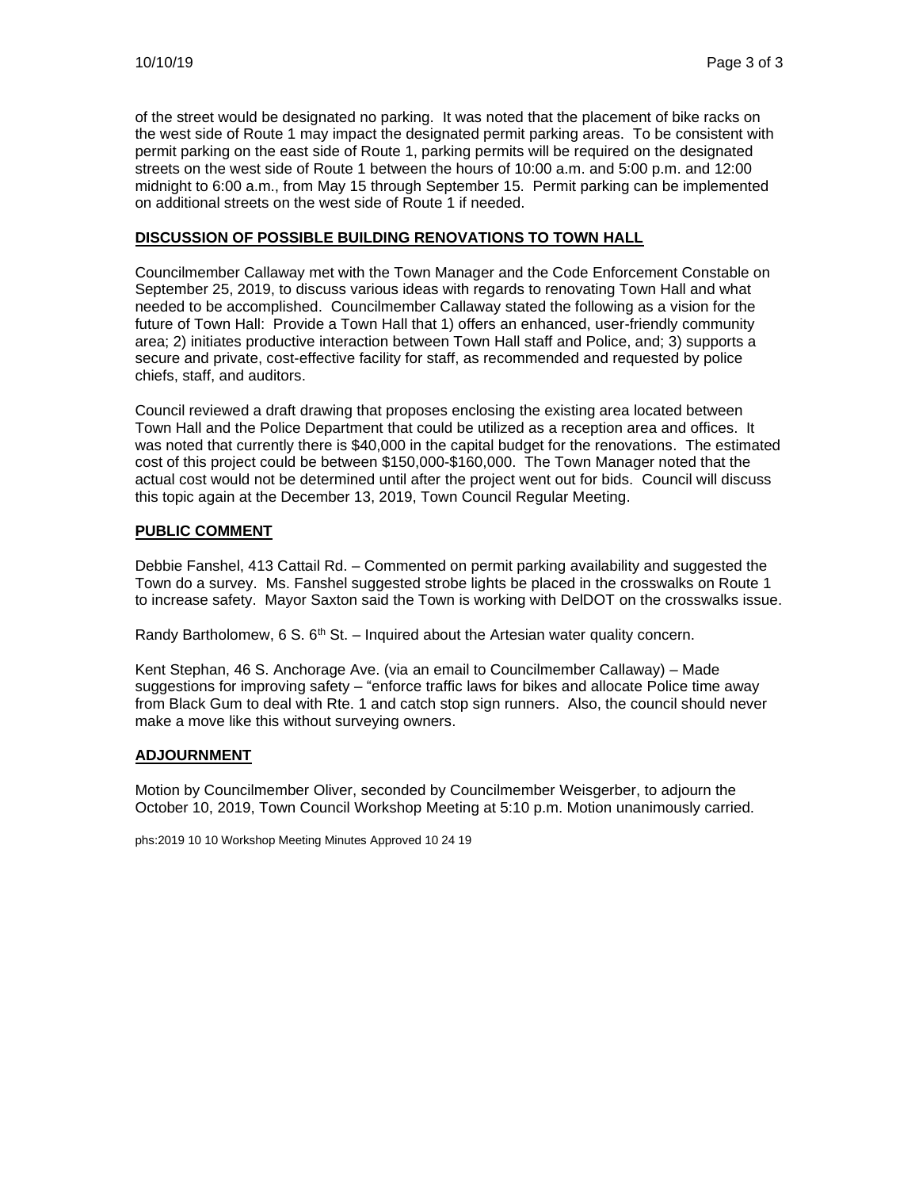of the street would be designated no parking. It was noted that the placement of bike racks on the west side of Route 1 may impact the designated permit parking areas. To be consistent with permit parking on the east side of Route 1, parking permits will be required on the designated streets on the west side of Route 1 between the hours of 10:00 a.m. and 5:00 p.m. and 12:00 midnight to 6:00 a.m., from May 15 through September 15. Permit parking can be implemented on additional streets on the west side of Route 1 if needed.

## DISCUSSION OF POSSIBLE BUILDING RENOVATIONS TO TOWN HALL

Councilmember Callaway met with the Town Manager and the Code Enforcement Constable on September 25, 2019, to discuss various ideas with regards to renovating Town Hall and what needed to be accomplished. Councilmember Callaway stated the following as a vision for the future of Town Hall: Provide a Town Hall that 1) offers an enhanced, user-friendly community area; 2) initiates productive interaction between Town Hall staff and Police, and; 3) supports a secure and private, cost-effective facility for staff, as recommended and requested by police chiefs, staff, and auditors.

Council reviewed a draft drawing that proposes enclosing the existing area located between Town Hall and the Police Department that could be utilized as a reception area and offices. It was noted that currently there is $40,000 in the capital budget for the renovations. The estimated cost of this project could be between $150,000-$160,000. The Town Manager noted that the actual cost would not be determined until after the project went out for bids. Council will discuss this topic again at the December 13, 2019, Town Council Regular Meeting.

## PUBLIC COMMENT

Debbie Fanshel, 413 Cattail Rd. – Commented on permit parking availability and suggested the Town do a survey. Ms. Fanshel suggested strobe lights be placed in the crosswalks on Route 1 to increase safety. Mayor Saxton said the Town is working with DelDOT on the crosswalks issue.

Randy Bartholomew, 6 S. 6th St. – Inquired about the Artesian water quality concern.

Kent Stephan, 46 S. Anchorage Ave. (via an email to Councilmember Callaway) – Made suggestions for improving safety – "enforce traffic laws for bikes and allocate Police time away from Black Gum to deal with Rte. 1 and catch stop sign runners. Also, the council should never make a move like this without surveying owners.

## ADJOURNMENT

Motion by Councilmember Oliver, seconded by Councilmember Weisgerber, to adjourn the October 10, 2019, Town Council Workshop Meeting at 5:10 p.m. Motion unanimously carried.

phs:2019 10 10 Workshop Meeting Minutes Approved 10 24 19